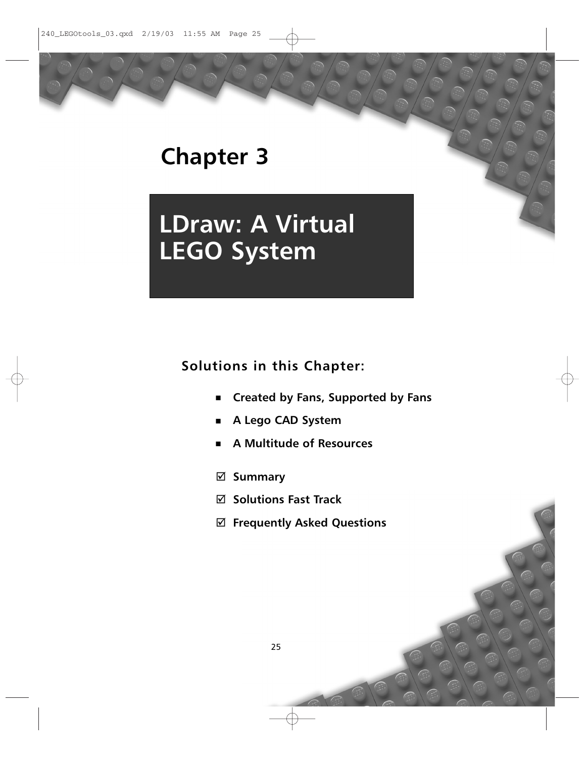# Chapter 3

# LDraw: A Virtual LEGO System

## Solutions in this Chapter:

- **Created by Fans, Supported by Fans**
- **A Lego CAD System**
- **A Multitude of Resources**

- ☑ **Summary**
- ☑ **Solutions Fast Track**
- ☑ **Frequently Asked Questions**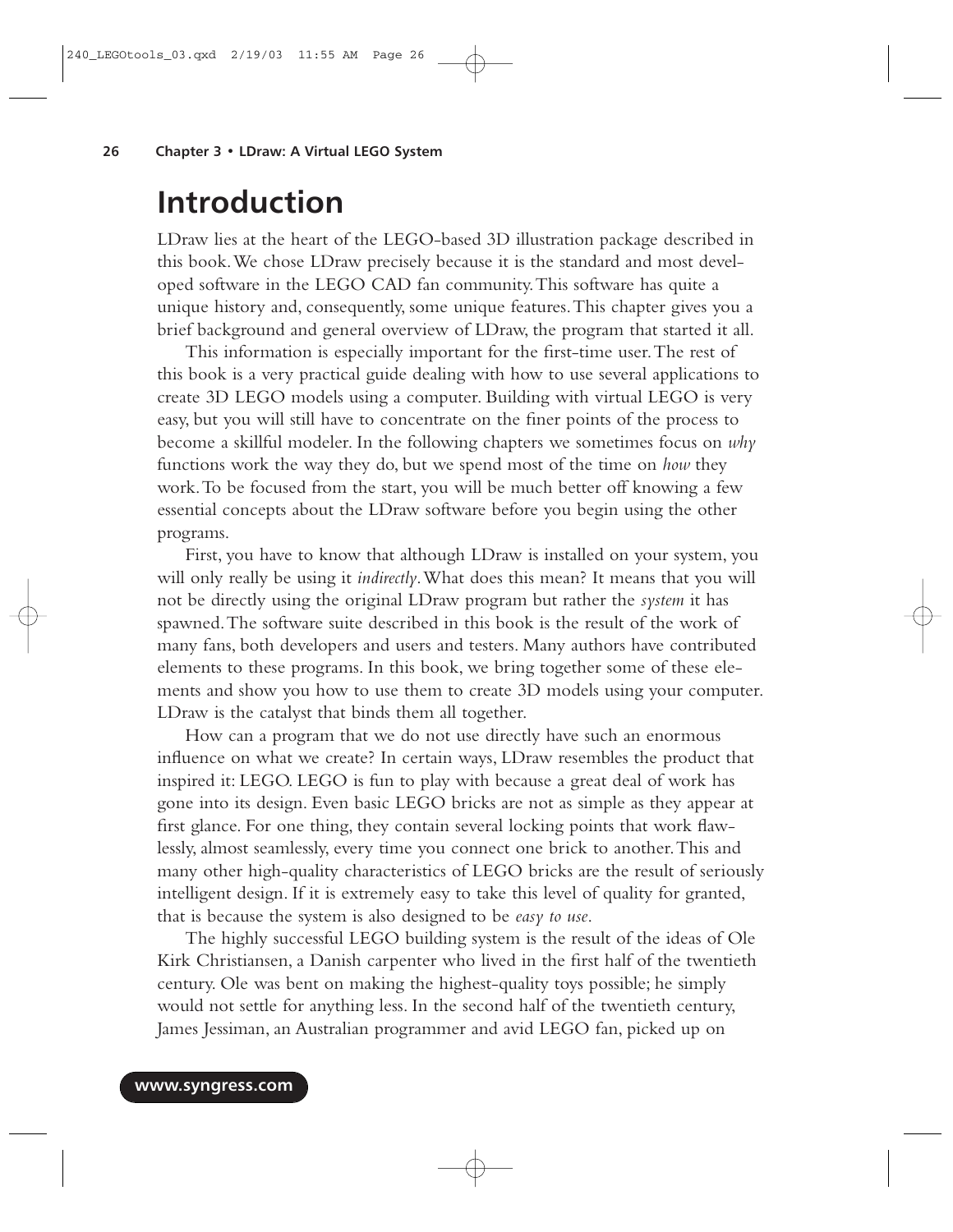# Introduction

LDraw lies at the heart of the LEGO-based 3D illustration package described in this book. We chose LDraw precisely because it is the standard and most developed software in the LEGO CAD fan community. This software has quite a unique history and, consequently, some unique features. This chapter gives you a brief background and general overview of LDraw, the program that started it all.

This information is especially important for the first-time user. The rest of this book is a very practical guide dealing with how to use several applications to create 3D LEGO models using a computer. Building with virtual LEGO is very easy, but you will still have to concentrate on the finer points of the process to become a skillful modeler. In the following chapters we sometimes focus on *why* functions work the way they do, but we spend most of the time on *how* they work. To be focused from the start, you will be much better off knowing a few essential concepts about the LDraw software before you begin using the other programs.

First, you have to know that although LDraw is installed on your system, you will only really be using it *indirectly*. What does this mean? It means that you will not be directly using the original LDraw program but rather the *system* it has spawned. The software suite described in this book is the result of the work of many fans, both developers and users and testers. Many authors have contributed elements to these programs. In this book, we bring together some of these elements and show you how to use them to create 3D models using your computer. LDraw is the catalyst that binds them all together.

How can a program that we do not use directly have such an enormous influence on what we create? In certain ways, LDraw resembles the product that inspired it: LEGO. LEGO is fun to play with because a great deal of work has gone into its design. Even basic LEGO bricks are not as simple as they appear at first glance. For one thing, they contain several locking points that work flawlessly, almost seamlessly, every time you connect one brick to another. This and many other high-quality characteristics of LEGO bricks are the result of seriously intelligent design. If it is extremely easy to take this level of quality for granted, that is because the system is also designed to be *easy to use*.

The highly successful LEGO building system is the result of the ideas of Ole Kirk Christiansen, a Danish carpenter who lived in the first half of the twentieth century. Ole was bent on making the highest-quality toys possible; he simply would not settle for anything less. In the second half of the twentieth century, James Jessiman, an Australian programmer and avid LEGO fan, picked up on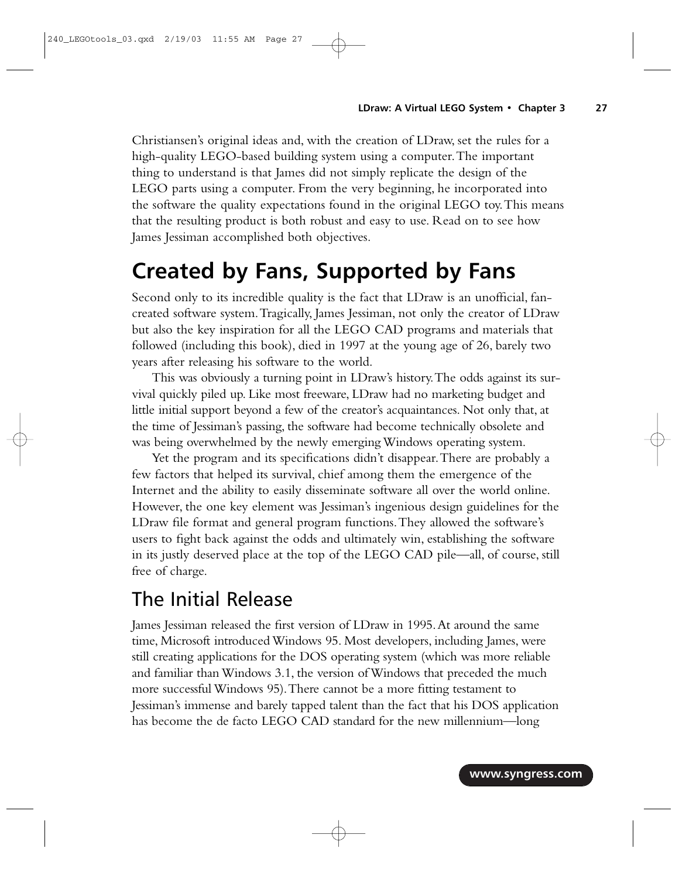Christiansen's original ideas and, with the creation of LDraw, set the rules for a high-quality LEGO-based building system using a computer. The important thing to understand is that James did not simply replicate the design of the LEGO parts using a computer. From the very beginning, he incorporated into the software the quality expectations found in the original LEGO toy. This means that the resulting product is both robust and easy to use. Read on to see how James Jessiman accomplished both objectives.

# Created by Fans, Supported by Fans

Second only to its incredible quality is the fact that LDraw is an unofficial, fan-created software system. Tragically, James Jessiman, not only the creator of LDraw but also the key inspiration for all the LEGO CAD programs and materials that followed (including this book), died in 1997 at the young age of 26, barely two years after releasing his software to the world.

This was obviously a turning point in LDraw's history. The odds against its survival quickly piled up. Like most freeware, LDraw had no marketing budget and little initial support beyond a few of the creator's acquaintances. Not only that, at the time of Jessiman's passing, the software had become technically obsolete and was being overwhelmed by the newly emerging Windows operating system.

Yet the program and its specifications didn't disappear. There are probably a few factors that helped its survival, chief among them the emergence of the Internet and the ability to easily disseminate software all over the world online. However, the one key element was Jessiman's ingenious design guidelines for the LDraw file format and general program functions. They allowed the software's users to fight back against the odds and ultimately win, establishing the software in its justly deserved place at the top of the LEGO CAD pile—all, of course, still free of charge.

## The Initial Release

James Jessiman released the first version of LDraw in 1995. At around the same time, Microsoft introduced Windows 95. Most developers, including James, were still creating applications for the DOS operating system (which was more reliable and familiar than Windows 3.1, the version of Windows that preceded the much more successful Windows 95). There cannot be a more fitting testament to Jessiman's immense and barely tapped talent than the fact that his DOS application has become the de facto LEGO CAD standard for the new millennium—long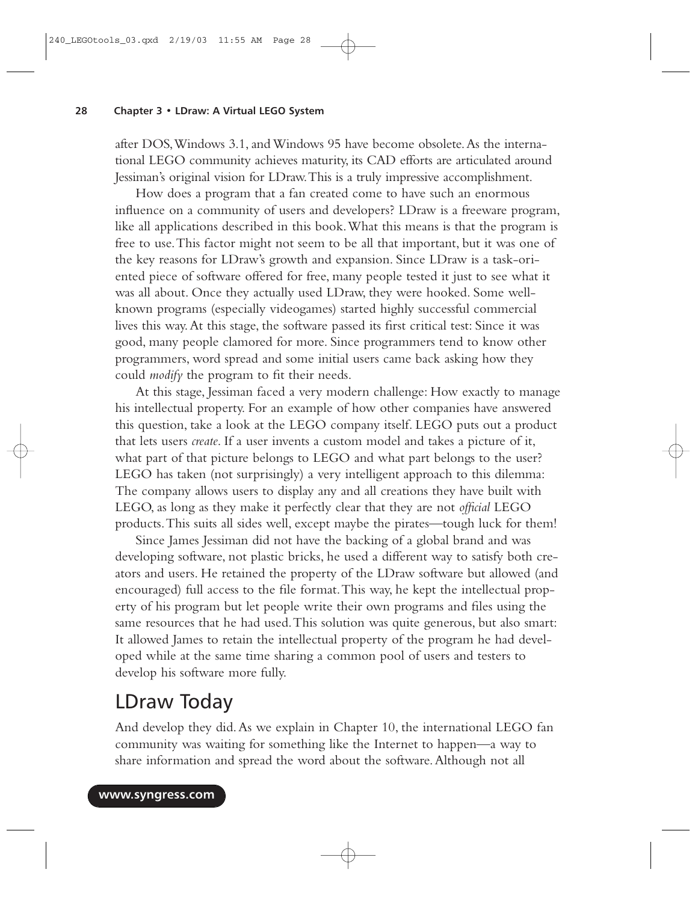after DOS, Windows 3.1, and Windows 95 have become obsolete. As the international LEGO community achieves maturity, its CAD efforts are articulated around Jessiman's original vision for LDraw. This is a truly impressive accomplishment.

How does a program that a fan created come to have such an enormous influence on a community of users and developers? LDraw is a freeware program, like all applications described in this book. What this means is that the program is free to use. This factor might not seem to be all that important, but it was one of the key reasons for LDraw's growth and expansion. Since LDraw is a task-oriented piece of software offered for free, many people tested it just to see what it was all about. Once they actually used LDraw, they were hooked. Some well-known programs (especially videogames) started highly successful commercial lives this way. At this stage, the software passed its first critical test: Since it was good, many people clamored for more. Since programmers tend to know other programmers, word spread and some initial users came back asking how they could *modify* the program to fit their needs.

At this stage, Jessiman faced a very modern challenge: How exactly to manage his intellectual property. For an example of how other companies have answered this question, take a look at the LEGO company itself. LEGO puts out a product that lets users *create*. If a user invents a custom model and takes a picture of it, what part of that picture belongs to LEGO and what part belongs to the user? LEGO has taken (not surprisingly) a very intelligent approach to this dilemma: The company allows users to display any and all creations they have built with LEGO, as long as they make it perfectly clear that they are not *official* LEGO products. This suits all sides well, except maybe the pirates—tough luck for them!

Since James Jessiman did not have the backing of a global brand and was developing software, not plastic bricks, he used a different way to satisfy both creators and users. He retained the property of the LDraw software but allowed (and encouraged) full access to the file format. This way, he kept the intellectual property of his program but let people write their own programs and files using the same resources that he had used. This solution was quite generous, but also smart: It allowed James to retain the intellectual property of the program he had developed while at the same time sharing a common pool of users and testers to develop his software more fully.

## LDraw Today

And develop they did. As we explain in Chapter 10, the international LEGO fan community was waiting for something like the Internet to happen—a way to share information and spread the word about the software. Although not all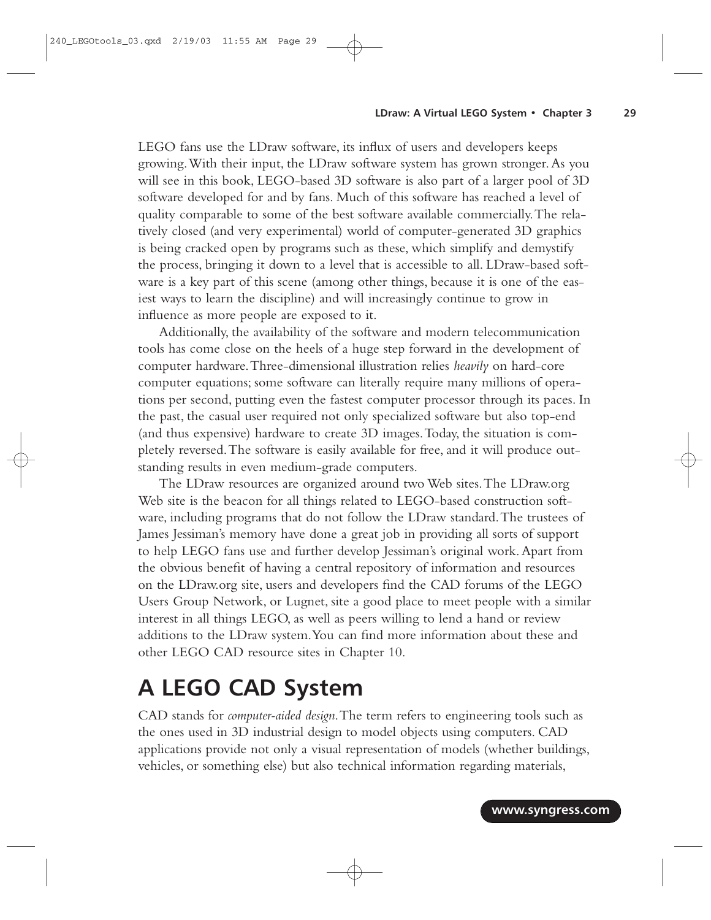LEGO fans use the LDraw software, its influx of users and developers keeps growing. With their input, the LDraw software system has grown stronger. As you will see in this book, LEGO-based 3D software is also part of a larger pool of 3D software developed for and by fans. Much of this software has reached a level of quality comparable to some of the best software available commercially. The relatively closed (and very experimental) world of computer-generated 3D graphics is being cracked open by programs such as these, which simplify and demystify the process, bringing it down to a level that is accessible to all. LDraw-based software is a key part of this scene (among other things, because it is one of the easiest ways to learn the discipline) and will increasingly continue to grow in influence as more people are exposed to it.

Additionally, the availability of the software and modern telecommunication tools has come close on the heels of a huge step forward in the development of computer hardware. Three-dimensional illustration relies *heavily* on hard-core computer equations; some software can literally require many millions of operations per second, putting even the fastest computer processor through its paces. In the past, the casual user required not only specialized software but also top-end (and thus expensive) hardware to create 3D images. Today, the situation is completely reversed. The software is easily available for free, and it will produce outstanding results in even medium-grade computers.

The LDraw resources are organized around two Web sites. The LDraw.org Web site is the beacon for all things related to LEGO-based construction software, including programs that do not follow the LDraw standard. The trustees of James Jessiman's memory have done a great job in providing all sorts of support to help LEGO fans use and further develop Jessiman's original work. Apart from the obvious benefit of having a central repository of information and resources on the LDraw.org site, users and developers find the CAD forums of the LEGO Users Group Network, or Lugnet, site a good place to meet people with a similar interest in all things LEGO, as well as peers willing to lend a hand or review additions to the LDraw system. You can find more information about these and other LEGO CAD resource sites in Chapter 10.

## A LEGO CAD System

CAD stands for *computer-aided design*. The term refers to engineering tools such as the ones used in 3D industrial design to model objects using computers. CAD applications provide not only a visual representation of models (whether buildings, vehicles, or something else) but also technical information regarding materials,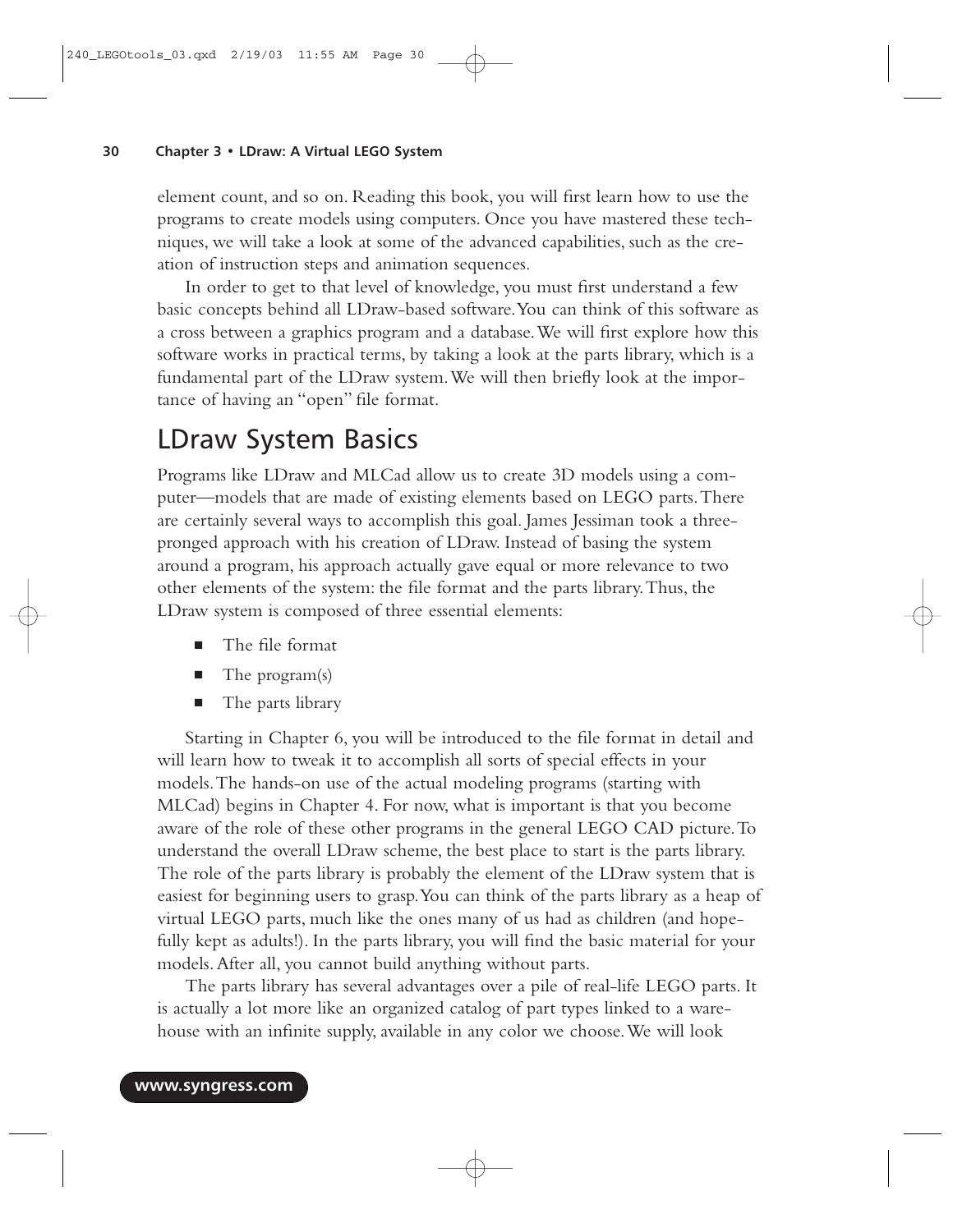element count, and so on. Reading this book, you will first learn how to use the programs to create models using computers. Once you have mastered these techniques, we will take a look at some of the advanced capabilities, such as the creation of instruction steps and animation sequences.

In order to get to that level of knowledge, you must first understand a few basic concepts behind all LDraw-based software. You can think of this software as a cross between a graphics program and a database. We will first explore how this software works in practical terms, by taking a look at the parts library, which is a fundamental part of the LDraw system. We will then briefly look at the importance of having an "open" file format.

## LDraw System Basics

Programs like LDraw and MLCad allow us to create 3D models using a computer—models that are made of existing elements based on LEGO parts. There are certainly several ways to accomplish this goal. James Jessiman took a three-pronged approach with his creation of LDraw. Instead of basing the system around a program, his approach actually gave equal or more relevance to two other elements of the system: the file format and the parts library. Thus, the LDraw system is composed of three essential elements:

- The file format
- The program(s)
- The parts library

Starting in Chapter 6, you will be introduced to the file format in detail and will learn how to tweak it to accomplish all sorts of special effects in your models. The hands-on use of the actual modeling programs (starting with MLCad) begins in Chapter 4. For now, what is important is that you become aware of the role of these other programs in the general LEGO CAD picture. To understand the overall LDraw scheme, the best place to start is the parts library. The role of the parts library is probably the element of the LDraw system that is easiest for beginning users to grasp. You can think of the parts library as a heap of virtual LEGO parts, much like the ones many of us had as children (and hopefully kept as adults!). In the parts library, you will find the basic material for your models. After all, you cannot build anything without parts.

The parts library has several advantages over a pile of real-life LEGO parts. It is actually a lot more like an organized catalog of part types linked to a warehouse with an infinite supply, available in any color we choose. We will look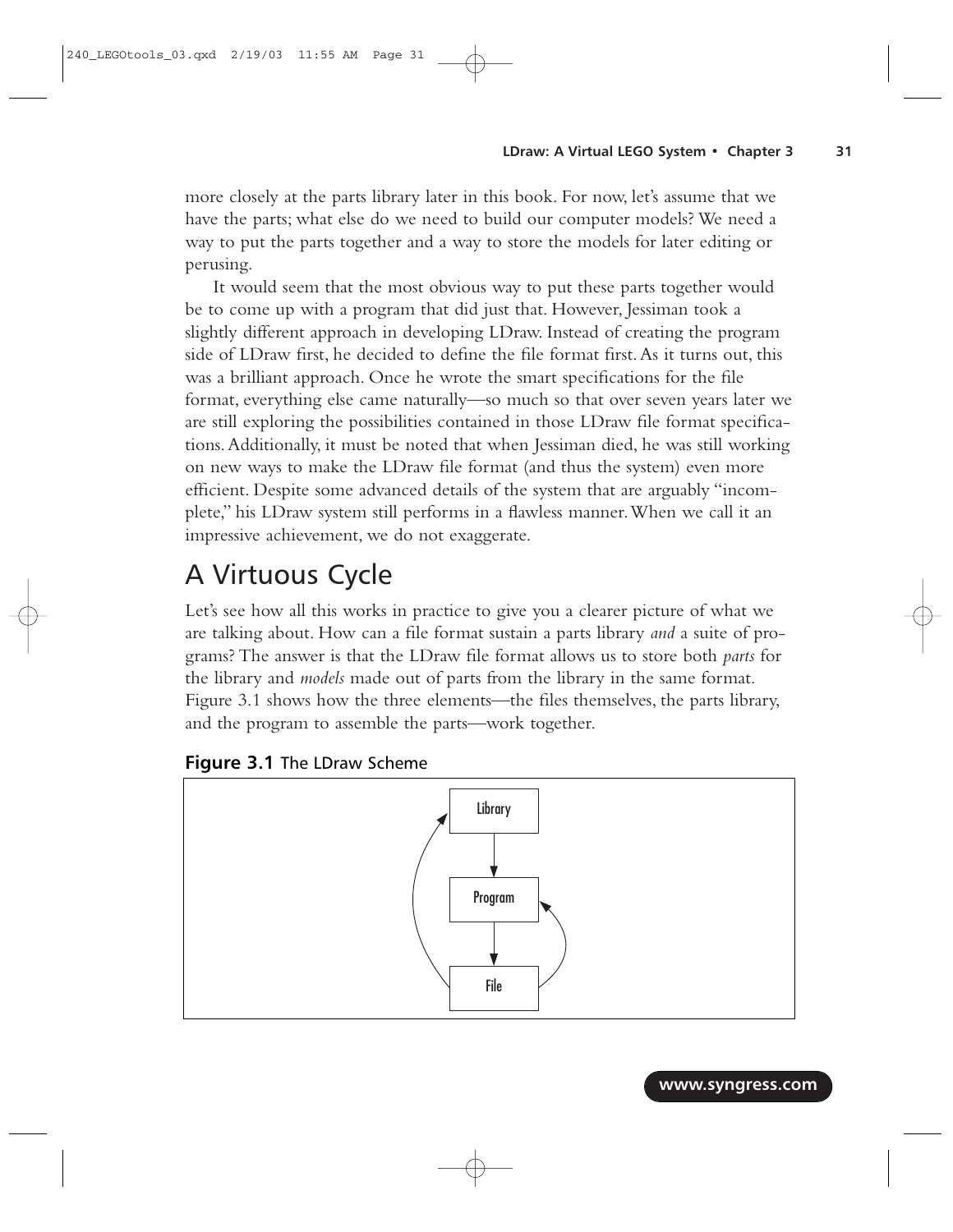more closely at the parts library later in this book. For now, let's assume that we have the parts; what else do we need to build our computer models? We need a way to put the parts together and a way to store the models for later editing or perusing.

It would seem that the most obvious way to put these parts together would be to come up with a program that did just that. However, Jessiman took a slightly different approach in developing LDraw. Instead of creating the program side of LDraw first, he decided to define the file format first. As it turns out, this was a brilliant approach. Once he wrote the smart specifications for the file format, everything else came naturally—so much so that over seven years later we are still exploring the possibilities contained in those LDraw file format specifications. Additionally, it must be noted that when Jessiman died, he was still working on new ways to make the LDraw file format (and thus the system) even more efficient. Despite some advanced details of the system that are arguably "incomplete," his LDraw system still performs in a flawless manner. When we call it an impressive achievement, we do not exaggerate.

## A Virtuous Cycle

Let's see how all this works in practice to give you a clearer picture of what we are talking about. How can a file format sustain a parts library *and* a suite of programs? The answer is that the LDraw file format allows us to store both *parts* for the library and *models* made out of parts from the library in the same format. Figure 3.1 shows how the three elements—the files themselves, the parts library, and the program to assemble the parts—work together.

**Figure 3.1** The LDraw Scheme

Library

Program

File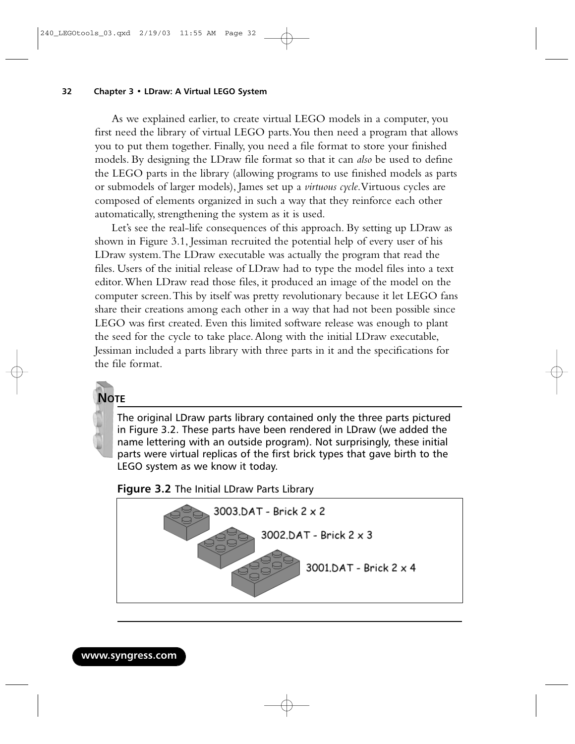As we explained earlier, to create virtual LEGO models in a computer, you first need the library of virtual LEGO parts. You then need a program that allows you to put them together. Finally, you need a file format to store your finished models. By designing the LDraw file format so that it can *also* be used to define the LEGO parts in the library (allowing programs to use finished models as parts or submodels of larger models), James set up a *virtuous cycle*. Virtuous cycles are composed of elements organized in such a way that they reinforce each other automatically, strengthening the system as it is used.

Let's see the real-life consequences of this approach. By setting up LDraw as shown in Figure 3.1, Jessiman recruited the potential help of every user of his LDraw system. The LDraw executable was actually the program that read the files. Users of the initial release of LDraw had to type the model files into a text editor. When LDraw read those files, it produced an image of the model on the computer screen. This by itself was pretty revolutionary because it let LEGO fans share their creations among each other in a way that had not been possible since LEGO was first created. Even this limited software release was enough to plant the seed for the cycle to take place. Along with the initial LDraw executable, Jessiman included a parts library with three parts in it and the specifications for the file format.

**NOTE**

The original LDraw parts library contained only the three parts pictured in Figure 3.2. These parts have been rendered in LDraw (we added the name lettering with an outside program). Not surprisingly, these initial parts were virtual replicas of the first brick types that gave birth to the LEGO system as we know it today.

**Figure 3.2** The Initial LDraw Parts Library

3003.DAT - Brick 2 x 2

3002.DAT - Brick 2 x 3

3001.DAT - Brick 2 x 4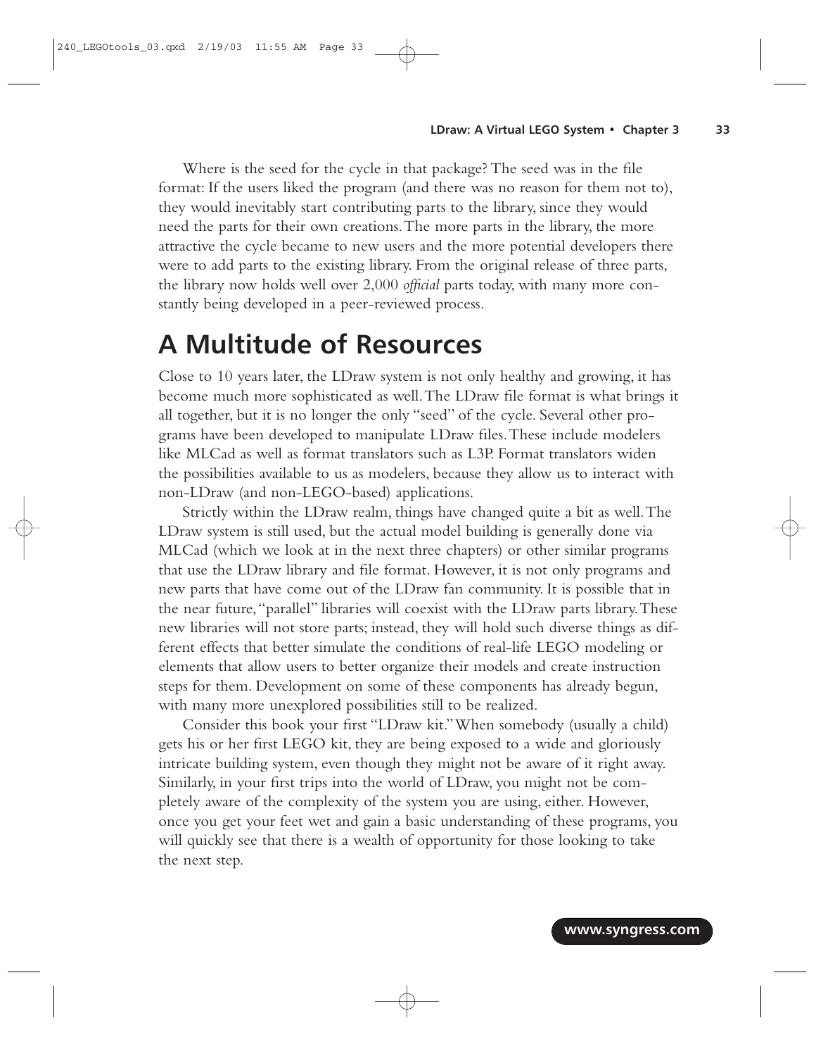Where is the seed for the cycle in that package? The seed was in the file format: If the users liked the program (and there was no reason for them not to), they would inevitably start contributing parts to the library, since they would need the parts for their own creations. The more parts in the library, the more attractive the cycle became to new users and the more potential developers there were to add parts to the existing library. From the original release of three parts, the library now holds well over 2,000 *official* parts today, with many more constantly being developed in a peer-reviewed process.

# A Multitude of Resources

Close to 10 years later, the LDraw system is not only healthy and growing, it has become much more sophisticated as well. The LDraw file format is what brings it all together, but it is no longer the only "seed" of the cycle. Several other programs have been developed to manipulate LDraw files. These include modelers like MLCad as well as format translators such as L3P. Format translators widen the possibilities available to us as modelers, because they allow us to interact with non-LDraw (and non-LEGO-based) applications.

Strictly within the LDraw realm, things have changed quite a bit as well. The LDraw system is still used, but the actual model building is generally done via MLCad (which we look at in the next three chapters) or other similar programs that use the LDraw library and file format. However, it is not only programs and new parts that have come out of the LDraw fan community. It is possible that in the near future, "parallel" libraries will coexist with the LDraw parts library. These new libraries will not store parts; instead, they will hold such diverse things as different effects that better simulate the conditions of real-life LEGO modeling or elements that allow users to better organize their models and create instruction steps for them. Development on some of these components has already begun, with many more unexplored possibilities still to be realized.

Consider this book your first "LDraw kit." When somebody (usually a child) gets his or her first LEGO kit, they are being exposed to a wide and gloriously intricate building system, even though they might not be aware of it right away. Similarly, in your first trips into the world of LDraw, you might not be completely aware of the complexity of the system you are using, either. However, once you get your feet wet and gain a basic understanding of these programs, you will quickly see that there is a wealth of opportunity for those looking to take the next step.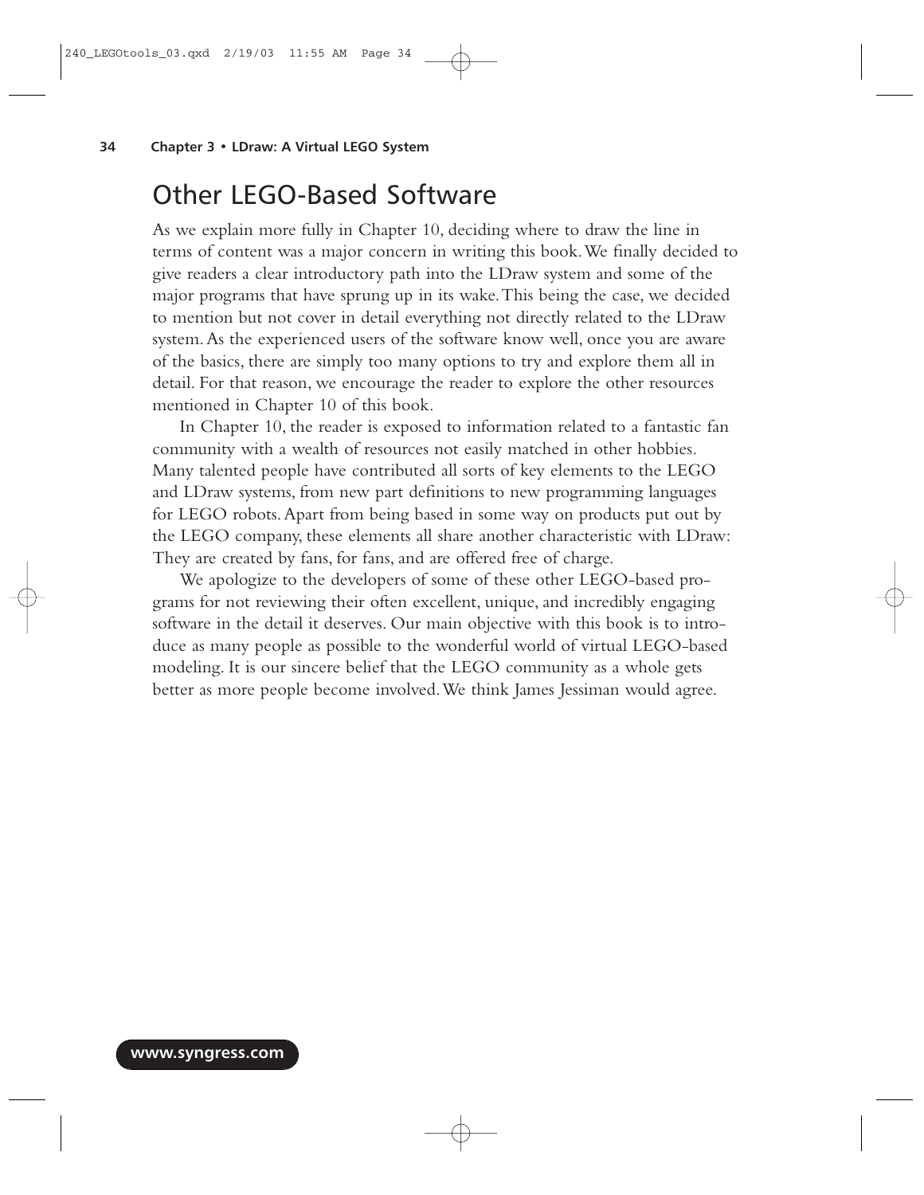## Other LEGO-Based Software

As we explain more fully in Chapter 10, deciding where to draw the line in terms of content was a major concern in writing this book. We finally decided to give readers a clear introductory path into the LDraw system and some of the major programs that have sprung up in its wake. This being the case, we decided to mention but not cover in detail everything not directly related to the LDraw system. As the experienced users of the software know well, once you are aware of the basics, there are simply too many options to try and explore them all in detail. For that reason, we encourage the reader to explore the other resources mentioned in Chapter 10 of this book.

In Chapter 10, the reader is exposed to information related to a fantastic fan community with a wealth of resources not easily matched in other hobbies. Many talented people have contributed all sorts of key elements to the LEGO and LDraw systems, from new part definitions to new programming languages for LEGO robots. Apart from being based in some way on products put out by the LEGO company, these elements all share another characteristic with LDraw: They are created by fans, for fans, and are offered free of charge.

We apologize to the developers of some of these other LEGO-based programs for not reviewing their often excellent, unique, and incredibly engaging software in the detail it deserves. Our main objective with this book is to introduce as many people as possible to the wonderful world of virtual LEGO-based modeling. It is our sincere belief that the LEGO community as a whole gets better as more people become involved. We think James Jessiman would agree.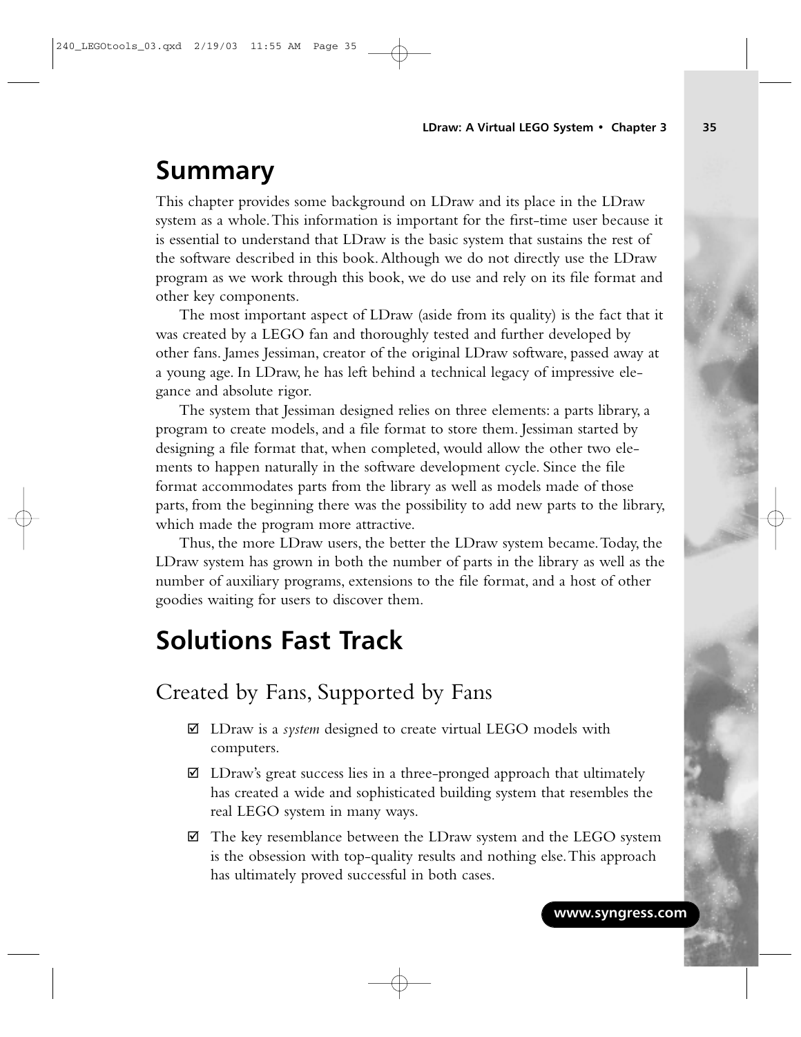# Summary

This chapter provides some background on LDraw and its place in the LDraw system as a whole. This information is important for the first-time user because it is essential to understand that LDraw is the basic system that sustains the rest of the software described in this book. Although we do not directly use the LDraw program as we work through this book, we do use and rely on its file format and other key components.

The most important aspect of LDraw (aside from its quality) is the fact that it was created by a LEGO fan and thoroughly tested and further developed by other fans. James Jessiman, creator of the original LDraw software, passed away at a young age. In LDraw, he has left behind a technical legacy of impressive elegance and absolute rigor.

The system that Jessiman designed relies on three elements: a parts library, a program to create models, and a file format to store them. Jessiman started by designing a file format that, when completed, would allow the other two elements to happen naturally in the software development cycle. Since the file format accommodates parts from the library as well as models made of those parts, from the beginning there was the possibility to add new parts to the library, which made the program more attractive.

Thus, the more LDraw users, the better the LDraw system became. Today, the LDraw system has grown in both the number of parts in the library as well as the number of auxiliary programs, extensions to the file format, and a host of other goodies waiting for users to discover them.

# Solutions Fast Track

## Created by Fans, Supported by Fans

- ☑ LDraw is a *system* designed to create virtual LEGO models with computers.
- ☑ LDraw's great success lies in a three-pronged approach that ultimately has created a wide and sophisticated building system that resembles the real LEGO system in many ways.
- ☑ The key resemblance between the LDraw system and the LEGO system is the obsession with top-quality results and nothing else. This approach has ultimately proved successful in both cases.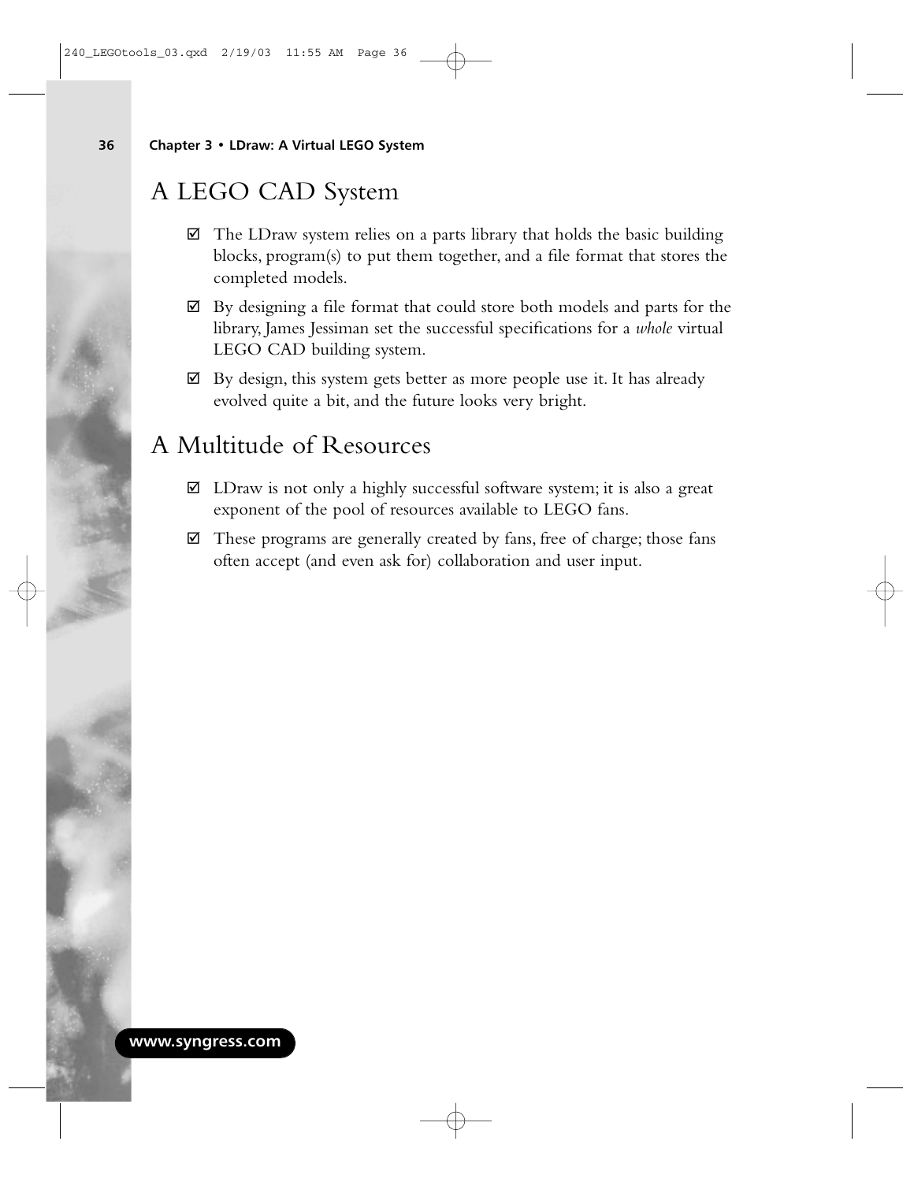# A LEGO CAD System

- ☑ The LDraw system relies on a parts library that holds the basic building blocks, program(s) to put them together, and a file format that stores the completed models.
- ☑ By designing a file format that could store both models and parts for the library, James Jessiman set the successful specifications for a *whole* virtual LEGO CAD building system.
- ☑ By design, this system gets better as more people use it. It has already evolved quite a bit, and the future looks very bright.

# A Multitude of Resources

- ☑ LDraw is not only a highly successful software system; it is also a great exponent of the pool of resources available to LEGO fans.
- ☑ These programs are generally created by fans, free of charge; those fans often accept (and even ask for) collaboration and user input.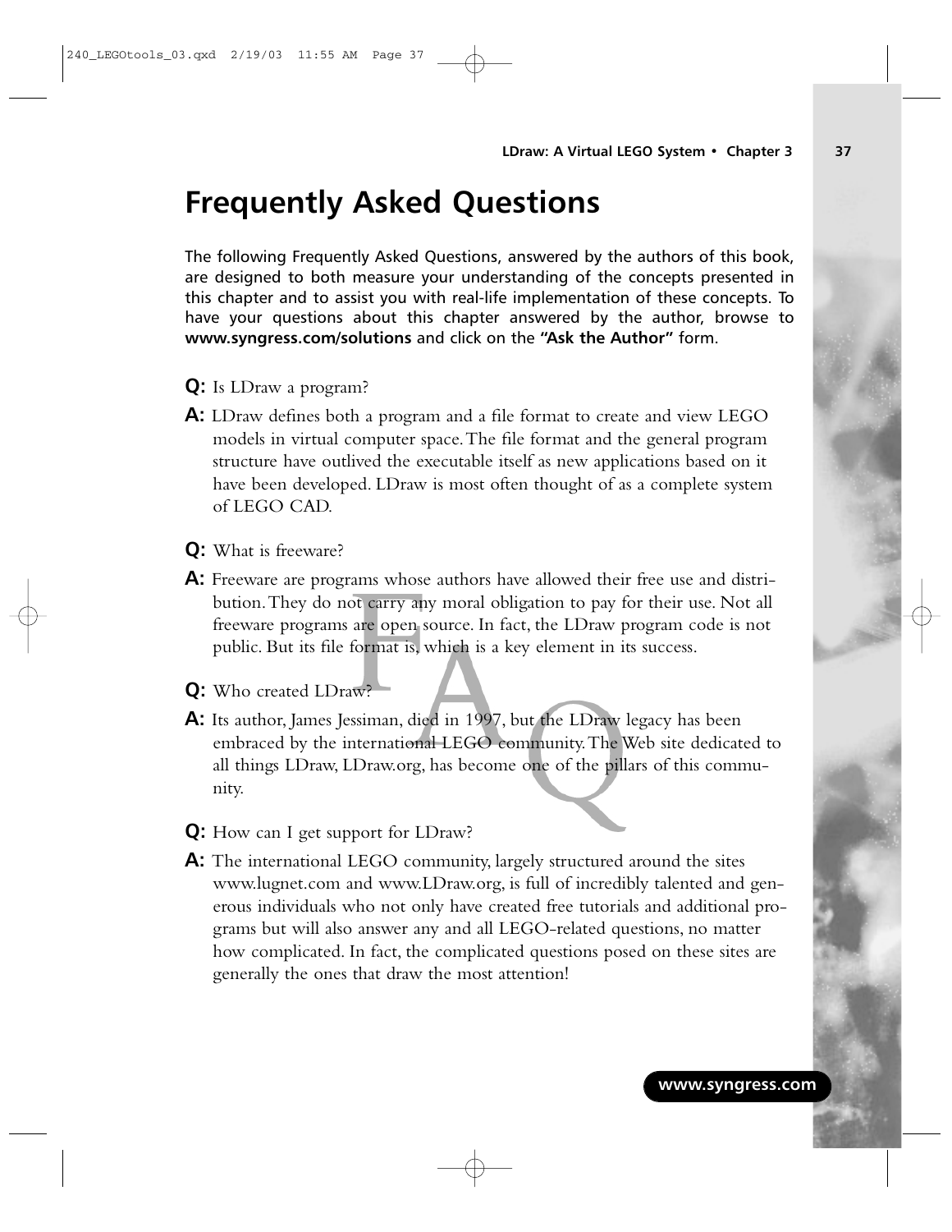# Frequently Asked Questions

The following Frequently Asked Questions, answered by the authors of this book, are designed to both measure your understanding of the concepts presented in this chapter and to assist you with real-life implementation of these concepts. To have your questions about this chapter answered by the author, browse to **www.syngress.com/solutions** and click on the **"Ask the Author"** form.

**Q:** Is LDraw a program?

**A:** LDraw defines both a program and a file format to create and view LEGO models in virtual computer space. The file format and the general program structure have outlived the executable itself as new applications based on it have been developed. LDraw is most often thought of as a complete system of LEGO CAD.

**Q:** What is freeware?

**A:** Freeware are programs whose authors have allowed their free use and distribution. They do not carry any moral obligation to pay for their use. Not all freeware programs are open source. In fact, the LDraw program code is not public. But its file format is, which is a key element in its success.

**Q:** Who created LDraw?

**A:** Its author, James Jessiman, died in 1997, but the LDraw legacy has been embraced by the international LEGO community. The Web site dedicated to all things LDraw, LDraw.org, has become one of the pillars of this community.

**Q:** How can I get support for LDraw?

**A:** The international LEGO community, largely structured around the sites www.lugnet.com and www.LDraw.org, is full of incredibly talented and generous individuals who not only have created free tutorials and additional programs but will also answer any and all LEGO-related questions, no matter how complicated. In fact, the complicated questions posed on these sites are generally the ones that draw the most attention!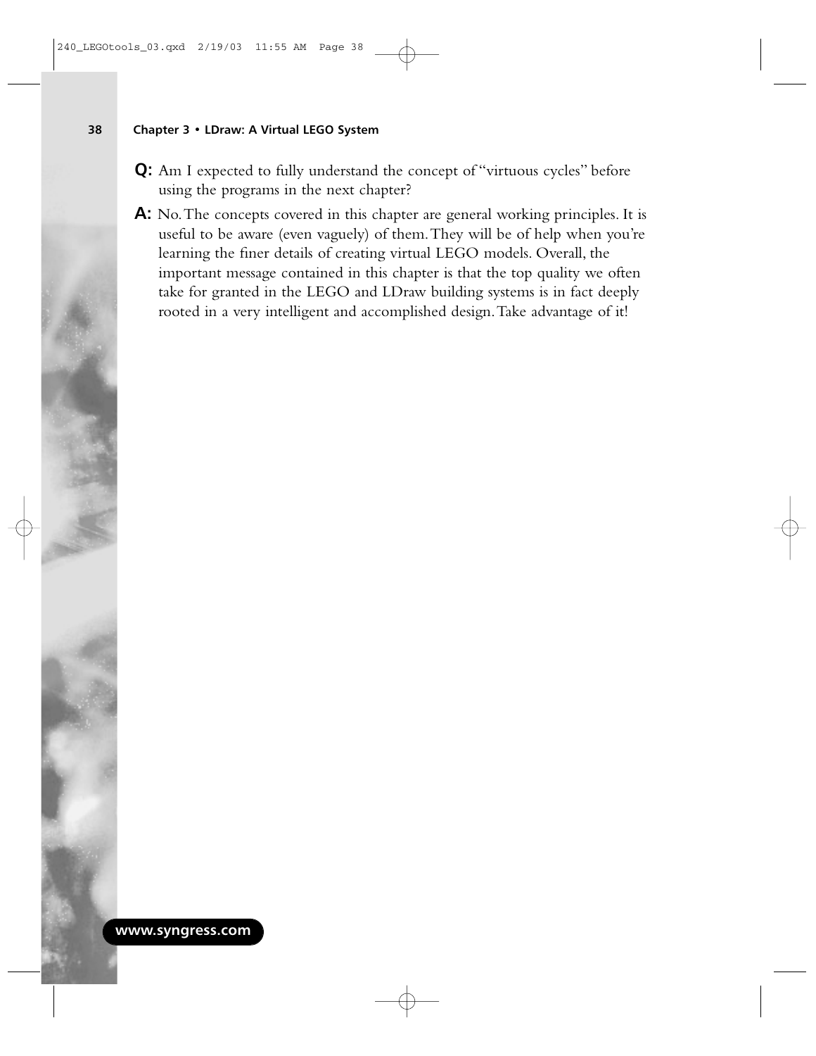**Q:** Am I expected to fully understand the concept of "virtuous cycles" before using the programs in the next chapter?

**A:** No. The concepts covered in this chapter are general working principles. It is useful to be aware (even vaguely) of them. They will be of help when you're learning the finer details of creating virtual LEGO models. Overall, the important message contained in this chapter is that the top quality we often take for granted in the LEGO and LDraw building systems is in fact deeply rooted in a very intelligent and accomplished design. Take advantage of it!